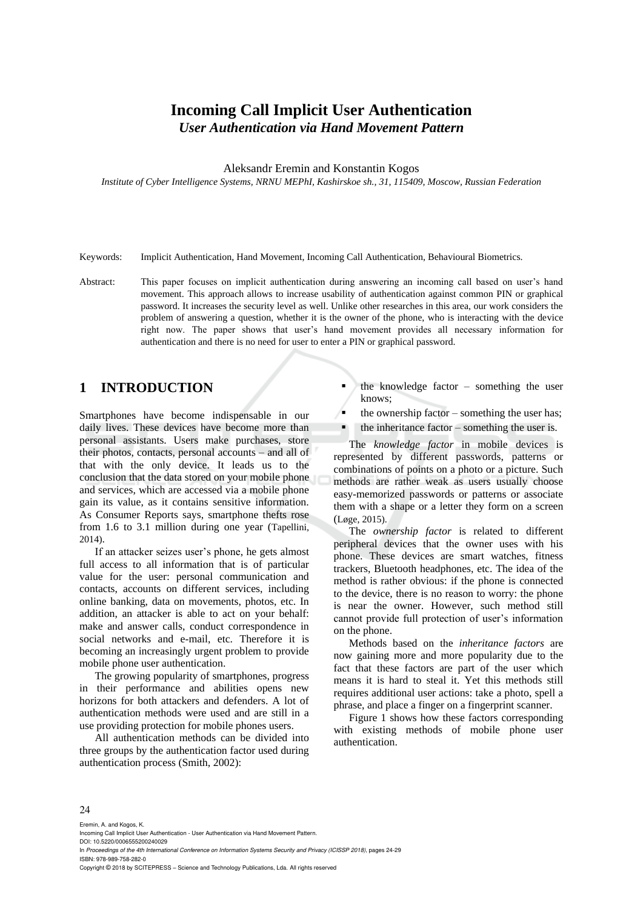# Incoming Call Implicit User Authentication

## *User Authentication via Hand Movement Pattern*

Aleksandr Eremin and Konstantin Kogos

*Institute of Cyber Intelligence Systems, NRNU MEPhI, Kashirskoe sh., 31, 115409, Moscow, Russian Federation*

Keywords: Implicit Authentication, Hand Movement, Incoming Call Authentication, Behavioural Biometrics.

Abstract: This paper focuses on implicit authentication during answering an incoming call based on user's hand movement. This approach allows to increase usability of authentication against common PIN or graphical password. It increases the security level as well. Unlike other researches in this area, our work considers the problem of answering a question, whether it is the owner of the phone, who is interacting with the device right now. The paper shows that user's hand movement provides all necessary information for authentication and there is no need for user to enter a PIN or graphical password.

## 1 INTRODUCTION

Smartphones have become indispensable in our daily lives. These devices have become more than personal assistants. Users make purchases, store their photos, contacts, personal accounts – and all of that with the only device. It leads us to the conclusion that the data stored on your mobile phone and services, which are accessed via a mobile phone gain its value, as it contains sensitive information. As Consumer Reports says, smartphone thefts rose from 1.6 to 3.1 million during one year (Tapellini, 2014).

If an attacker seizes user's phone, he gets almost full access to all information that is of particular value for the user: personal communication and contacts, accounts on different services, including online banking, data on movements, photos, etc. In addition, an attacker is able to act on your behalf: make and answer calls, conduct correspondence in social networks and e-mail, etc. Therefore it is becoming an increasingly urgent problem to provide mobile phone user authentication.

The growing popularity of smartphones, progress in their performance and abilities opens new horizons for both attackers and defenders. A lot of authentication methods were used and are still in a use providing protection for mobile phones users.

All authentication methods can be divided into three groups by the authentication factor used during authentication process (Smith, 2002):

- the knowledge factor – something the user knows;
- the ownership factor – something the user has;
- the inheritance factor – something the user is.

The *knowledge factor* in mobile devices is represented by different passwords, patterns or combinations of points on a photo or a picture. Such methods are rather weak as users usually choose easy-memorized passwords or patterns or associate them with a shape or a letter they form on a screen (Løge, 2015).

The *ownership factor* is related to different peripheral devices that the owner uses with his phone. These devices are smart watches, fitness trackers, Bluetooth headphones, etc. The idea of the method is rather obvious: if the phone is connected to the device, there is no reason to worry: the phone is near the owner. However, such method still cannot provide full protection of user's information on the phone.

Methods based on the *inheritance factors* are now gaining more and more popularity due to the fact that these factors are part of the user which means it is hard to steal it. Yet this methods still requires additional user actions: take a photo, spell a phrase, and place a finger on a fingerprint scanner.

Figure 1 shows how these factors corresponding with existing methods of mobile phone user authentication.

Eremin, A. and Kogos, K.
Incoming Call Implicit User Authentication - User Authentication via Hand Movement Pattern.
DOI: 10.5220/0006555200240029
In *Proceedings of the 4th International Conference on Information Systems Security and Privacy (ICISSP 2018)*, pages 24-29
ISBN: 978-989-758-282-0
Copyright © 2018 by SCITEPRESS – Science and Technology Publications, Lda. All rights reserved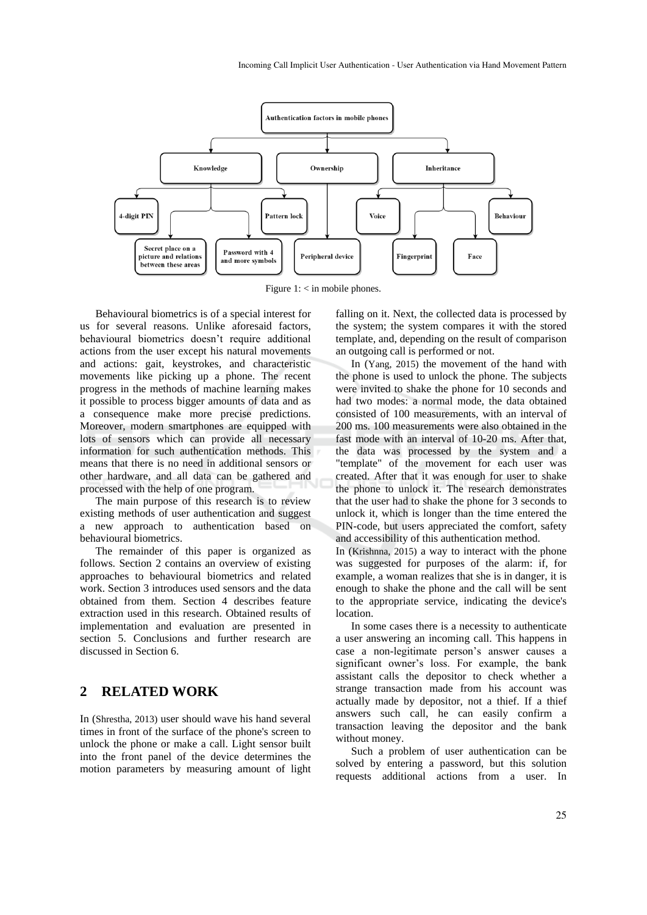Figure 1: < in mobile phones.

Behavioural biometrics is of a special interest for us for several reasons. Unlike aforesaid factors, behavioural biometrics doesn't require additional actions from the user except his natural movements and actions: gait, keystrokes, and characteristic movements like picking up a phone. The recent progress in the methods of machine learning makes it possible to process bigger amounts of data and as a consequence make more precise predictions. Moreover, modern smartphones are equipped with lots of sensors which can provide all necessary information for such authentication methods. This means that there is no need in additional sensors or other hardware, and all data can be gathered and processed with the help of one program.

The main purpose of this research is to review existing methods of user authentication and suggest a new approach to authentication based on behavioural biometrics.

The remainder of this paper is organized as follows. Section 2 contains an overview of existing approaches to behavioural biometrics and related work. Section 3 introduces used sensors and the data obtained from them. Section 4 describes feature extraction used in this research. Obtained results of implementation and evaluation are presented in section 5. Conclusions and further research are discussed in Section 6.

## 2 RELATED WORK

In (Shrestha, 2013) user should wave his hand several times in front of the surface of the phone's screen to unlock the phone or make a call. Light sensor built into the front panel of the device determines the motion parameters by measuring amount of light falling on it. Next, the collected data is processed by the system; the system compares it with the stored template, and, depending on the result of comparison an outgoing call is performed or not.

In (Yang, 2015) the movement of the hand with the phone is used to unlock the phone. The subjects were invited to shake the phone for 10 seconds and had two modes: a normal mode, the data obtained consisted of 100 measurements, with an interval of 200 ms. 100 measurements were also obtained in the fast mode with an interval of 10-20 ms. After that, the data was processed by the system and a "template" of the movement for each user was created. After that it was enough for user to shake the phone to unlock it. The research demonstrates that the user had to shake the phone for 3 seconds to unlock it, which is longer than the time entered the PIN-code, but users appreciated the comfort, safety and accessibility of this authentication method.

In (Krishnna, 2015) a way to interact with the phone was suggested for purposes of the alarm: if, for example, a woman realizes that she is in danger, it is enough to shake the phone and the call will be sent to the appropriate service, indicating the device's location.

In some cases there is a necessity to authenticate a user answering an incoming call. This happens in case a non-legitimate person's answer causes a significant owner's loss. For example, the bank assistant calls the depositor to check whether a strange transaction made from his account was actually made by depositor, not a thief. If a thief answers such call, he can easily confirm a transaction leaving the depositor and the bank without money.

Such a problem of user authentication can be solved by entering a password, but this solution requests additional actions from a user. In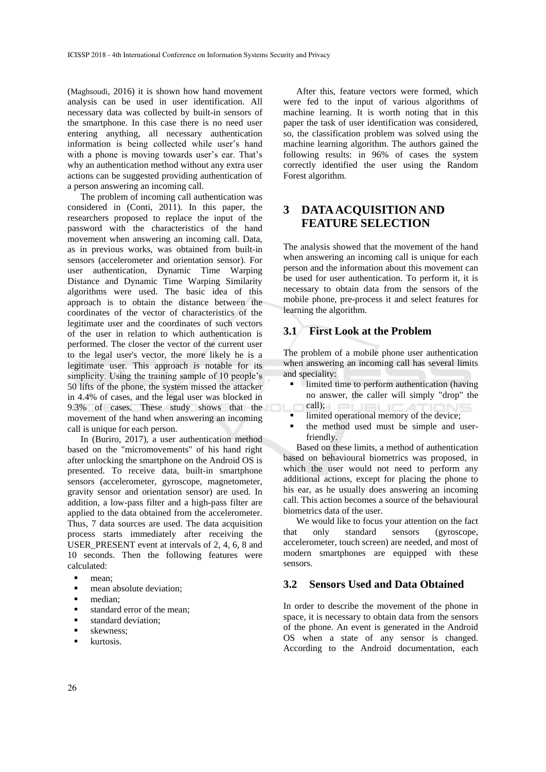(Maghsoudi, 2016) it is shown how hand movement analysis can be used in user identification. All necessary data was collected by built-in sensors of the smartphone. In this case there is no need user entering anything, all necessary authentication information is being collected while user's hand with a phone is moving towards user's ear. That's why an authentication method without any extra user actions can be suggested providing authentication of a person answering an incoming call.

The problem of incoming call authentication was considered in (Conti, 2011). In this paper, the researchers proposed to replace the input of the password with the characteristics of the hand movement when answering an incoming call. Data, as in previous works, was obtained from built-in sensors (accelerometer and orientation sensor). For user authentication, Dynamic Time Warping Distance and Dynamic Time Warping Similarity algorithms were used. The basic idea of this approach is to obtain the distance between the coordinates of the vector of characteristics of the legitimate user and the coordinates of such vectors of the user in relation to which authentication is performed. The closer the vector of the current user to the legal user's vector, the more likely he is a legitimate user. This approach is notable for its simplicity. Using the training sample of 10 people's 50 lifts of the phone, the system missed the attacker in 4.4% of cases, and the legal user was blocked in 9.3% of cases. These study shows that the movement of the hand when answering an incoming call is unique for each person.

In (Buriro, 2017), a user authentication method based on the "micromovements" of his hand right after unlocking the smartphone on the Android OS is presented. To receive data, built-in smartphone sensors (accelerometer, gyroscope, magnetometer, gravity sensor and orientation sensor) are used. In addition, a low-pass filter and a high-pass filter are applied to the data obtained from the accelerometer. Thus, 7 data sources are used. The data acquisition process starts immediately after receiving the USER_PRESENT event at intervals of 2, 4, 6, 8 and 10 seconds. Then the following features were calculated:

- mean;
- mean absolute deviation;
- median;
- standard error of the mean;
- standard deviation;
- skewness;
- kurtosis.

After this, feature vectors were formed, which were fed to the input of various algorithms of machine learning. It is worth noting that in this paper the task of user identification was considered, so, the classification problem was solved using the machine learning algorithm. The authors gained the following results: in 96% of cases the system correctly identified the user using the Random Forest algorithm.

# 3 DATA ACQUISITION AND FEATURE SELECTION

The analysis showed that the movement of the hand when answering an incoming call is unique for each person and the information about this movement can be used for user authentication. To perform it, it is necessary to obtain data from the sensors of the mobile phone, pre-process it and select features for learning the algorithm.

## 3.1 First Look at the Problem

The problem of a mobile phone user authentication when answering an incoming call has several limits and speciality:

- limited time to perform authentication (having no answer, the caller will simply "drop" the call);
- limited operational memory of the device;
- the method used must be simple and user-friendly.

Based on these limits, a method of authentication based on behavioural biometrics was proposed, in which the user would not need to perform any additional actions, except for placing the phone to his ear, as he usually does answering an incoming call. This action becomes a source of the behavioural biometrics data of the user.

We would like to focus your attention on the fact that only standard sensors (gyroscope, accelerometer, touch screen) are needed, and most of modern smartphones are equipped with these sensors.

## 3.2 Sensors Used and Data Obtained

In order to describe the movement of the phone in space, it is necessary to obtain data from the sensors of the phone. An event is generated in the Android OS when a state of any sensor is changed. According to the Android documentation, each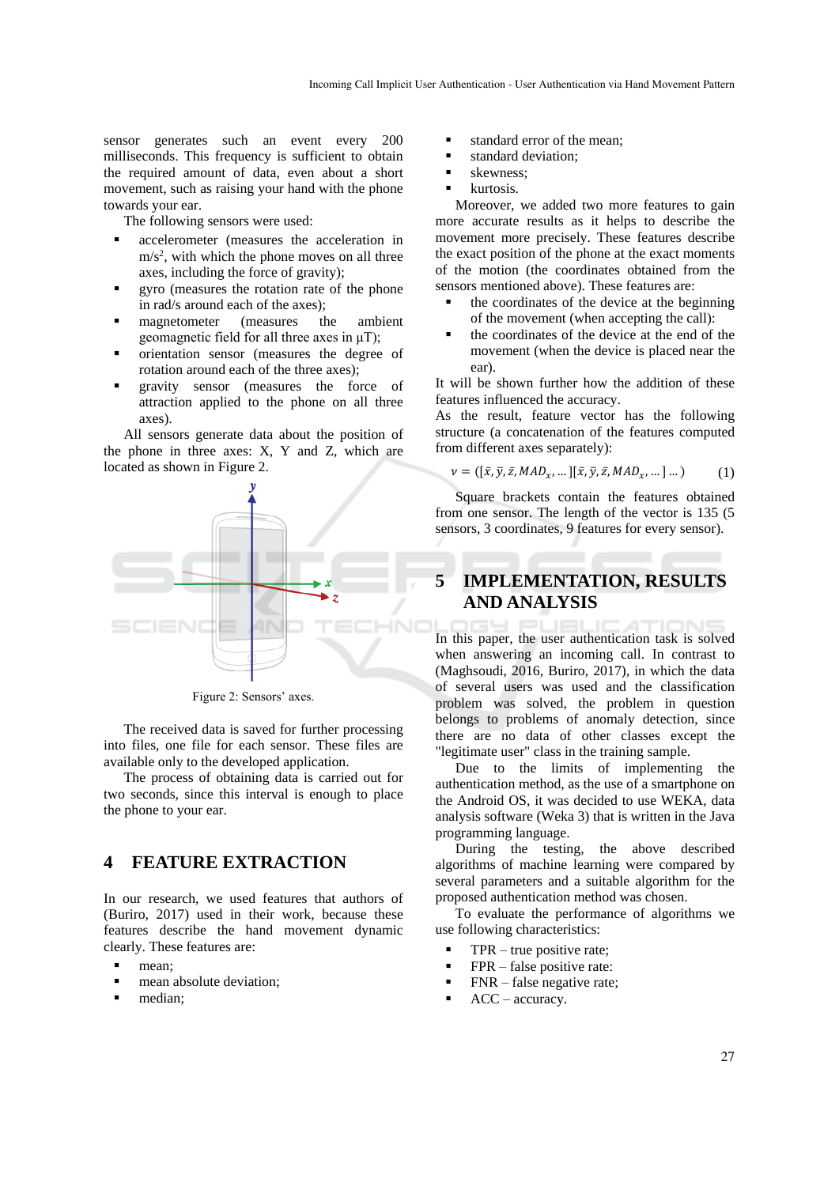sensor generates such an event every 200 milliseconds. This frequency is sufficient to obtain the required amount of data, even about a short movement, such as raising your hand with the phone towards your ear.

The following sensors were used:

- accelerometer (measures the acceleration in $m/s^2$, with which the phone moves on all three axes, including the force of gravity);
- gyro (measures the rotation rate of the phone in rad/s around each of the axes);
- magnetometer (measures the ambient geomagnetic field for all three axes in μT);
- orientation sensor (measures the degree of rotation around each of the three axes);
- gravity sensor (measures the force of attraction applied to the phone on all three axes).

All sensors generate data about the position of the phone in three axes: X, Y and Z, which are located as shown in Figure 2.

Figure 2: Sensors' axes.

The received data is saved for further processing into files, one file for each sensor. These files are available only to the developed application.

The process of obtaining data is carried out for two seconds, since this interval is enough to place the phone to your ear.

## 4 FEATURE EXTRACTION

In our research, we used features that authors of (Buriro, 2017) used in their work, because these features describe the hand movement dynamic clearly. These features are:

- mean;
- mean absolute deviation;
- median;
- standard error of the mean;
- standard deviation;
- skewness;
- kurtosis.

Moreover, we added two more features to gain more accurate results as it helps to describe the movement more precisely. These features describe the exact position of the phone at the exact moments of the motion (the coordinates obtained from the sensors mentioned above). These features are:

- the coordinates of the device at the beginning of the movement (when accepting the call):
- the coordinates of the device at the end of the movement (when the device is placed near the ear).

It will be shown further how the addition of these features influenced the accuracy.

As the result, feature vector has the following structure (a concatenation of the features computed from different axes separately):

$$v = ([\bar{x}, \bar{y}, \bar{z}, MAD_x, \dots][\bar{x}, \bar{y}, \bar{z}, MAD_x, \dots] \dots) \qquad (1)$$

Square brackets contain the features obtained from one sensor. The length of the vector is 135 (5 sensors, 3 coordinates, 9 features for every sensor).

## 5 IMPLEMENTATION, RESULTS AND ANALYSIS

In this paper, the user authentication task is solved when answering an incoming call. In contrast to (Maghsoudi, 2016, Buriro, 2017), in which the data of several users was used and the classification problem was solved, the problem in question belongs to problems of anomaly detection, since there are no data of other classes except the "legitimate user" class in the training sample.

Due to the limits of implementing the authentication method, as the use of a smartphone on the Android OS, it was decided to use WEKA, data analysis software (Weka 3) that is written in the Java programming language.

During the testing, the above described algorithms of machine learning were compared by several parameters and a suitable algorithm for the proposed authentication method was chosen.

To evaluate the performance of algorithms we use following characteristics:

- TPR – true positive rate;
- FPR – false positive rate:
- FNR – false negative rate;
- ACC – accuracy.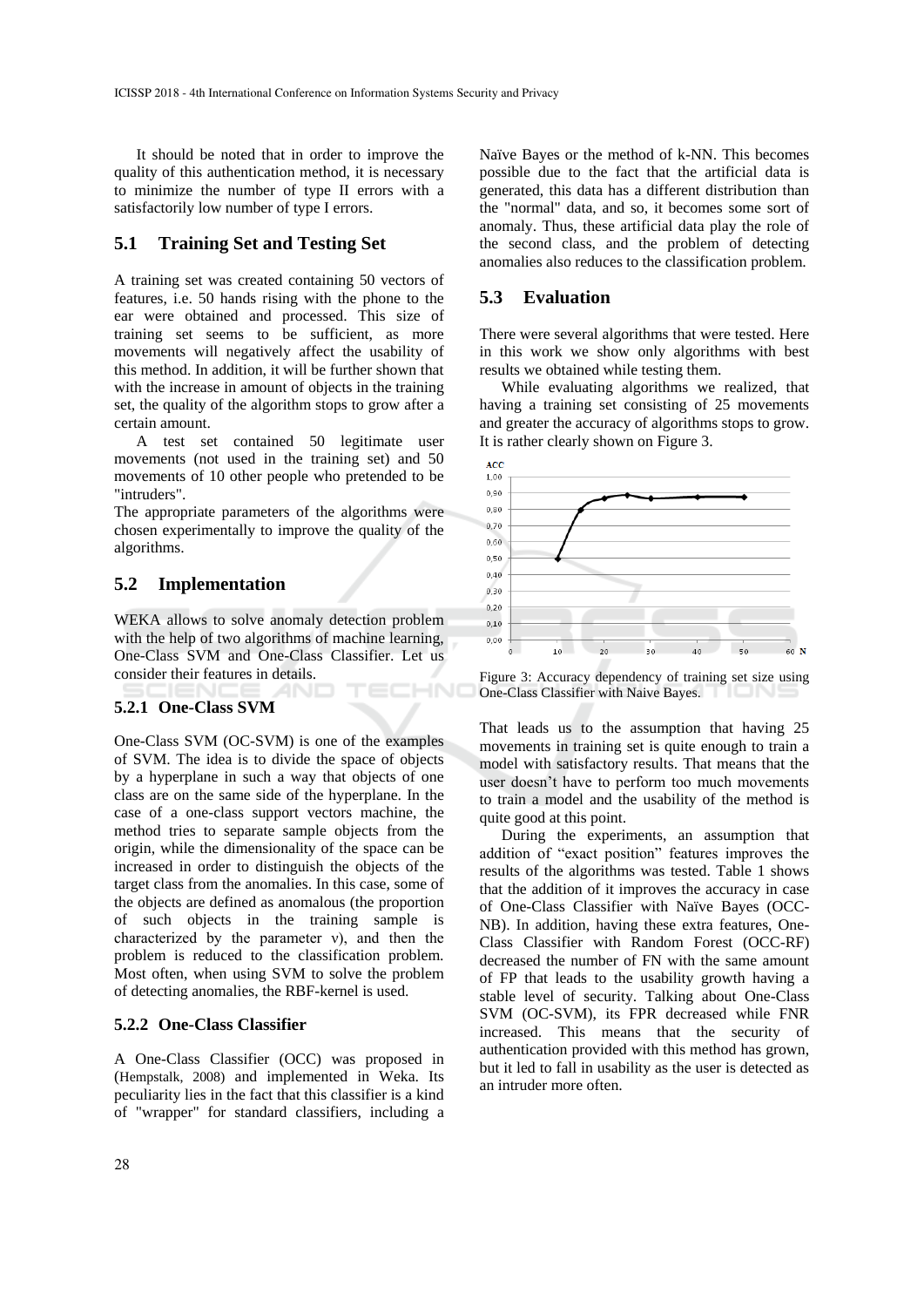It should be noted that in order to improve the quality of this authentication method, it is necessary to minimize the number of type II errors with a satisfactorily low number of type I errors.

## 5.1 Training Set and Testing Set

A training set was created containing 50 vectors of features, i.e. 50 hands rising with the phone to the ear were obtained and processed. This size of training set seems to be sufficient, as more movements will negatively affect the usability of this method. In addition, it will be further shown that with the increase in amount of objects in the training set, the quality of the algorithm stops to grow after a certain amount.

A test set contained 50 legitimate user movements (not used in the training set) and 50 movements of 10 other people who pretended to be "intruders".

The appropriate parameters of the algorithms were chosen experimentally to improve the quality of the algorithms.

## 5.2 Implementation

WEKA allows to solve anomaly detection problem with the help of two algorithms of machine learning, One-Class SVM and One-Class Classifier. Let us consider their features in details.

### 5.2.1 One-Class SVM

One-Class SVM (OC-SVM) is one of the examples of SVM. The idea is to divide the space of objects by a hyperplane in such a way that objects of one class are on the same side of the hyperplane. In the case of a one-class support vectors machine, the method tries to separate sample objects from the origin, while the dimensionality of the space can be increased in order to distinguish the objects of the target class from the anomalies. In this case, some of the objects are defined as anomalous (the proportion of such objects in the training sample is characterized by the parameter $\nu$), and then the problem is reduced to the classification problem. Most often, when using SVM to solve the problem of detecting anomalies, the RBF-kernel is used.

### 5.2.2 One-Class Classifier

A One-Class Classifier (OCC) was proposed in (Hempstalk, 2008) and implemented in Weka. Its peculiarity lies in the fact that this classifier is a kind of "wrapper" for standard classifiers, including a Naïve Bayes or the method of k-NN. This becomes possible due to the fact that the artificial data is generated, this data has a different distribution than the "normal" data, and so, it becomes some sort of anomaly. Thus, these artificial data play the role of the second class, and the problem of detecting anomalies also reduces to the classification problem.

## 5.3 Evaluation

There were several algorithms that were tested. Here in this work we show only algorithms with best results we obtained while testing them.

While evaluating algorithms we realized, that having a training set consisting of 25 movements and greater the accuracy of algorithms stops to grow. It is rather clearly shown on Figure 3.

Figure 3: Accuracy dependency of training set size using One-Class Classifier with Naive Bayes.

That leads us to the assumption that having 25 movements in training set is quite enough to train a model with satisfactory results. That means that the user doesn't have to perform too much movements to train a model and the usability of the method is quite good at this point.

During the experiments, an assumption that addition of "exact position" features improves the results of the algorithms was tested. Table 1 shows that the addition of it improves the accuracy in case of One-Class Classifier with Naïve Bayes (OCC-NB). In addition, having these extra features, One-Class Classifier with Random Forest (OCC-RF) decreased the number of FN with the same amount of FP that leads to the usability growth having a stable level of security. Talking about One-Class SVM (OC-SVM), its FPR decreased while FNR increased. This means that the security of authentication provided with this method has grown, but it led to fall in usability as the user is detected as an intruder more often.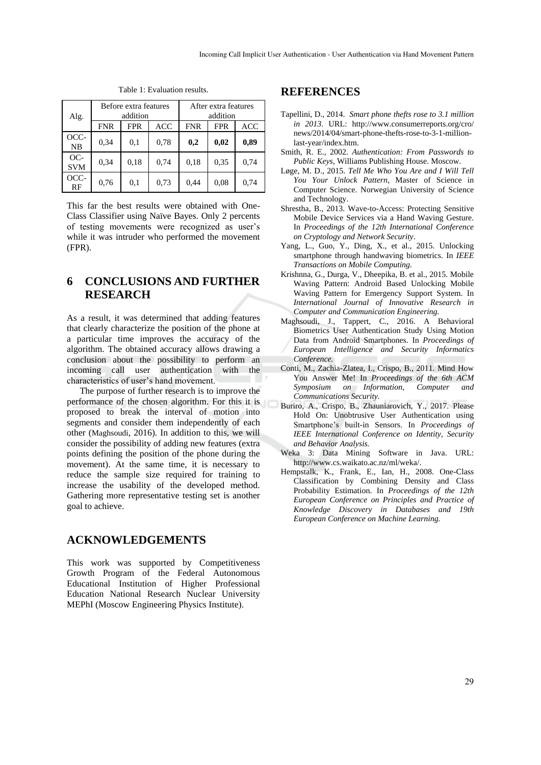Table 1: Evaluation results.

| Alg. | Before extra features addition | | | After extra features addition | | |
|---|---|---|---|---|---|---|
| | FNR | FPR | ACC | FNR | FPR | ACC |
| OCC-NB | 0,34 | 0,1 | 0,78 | **0,2** | **0,02** | **0,89** |
| OC-SVM | 0,34 | 0,18 | 0,74 | 0,18 | 0,35 | 0,74 |
| OCC-RF | 0,76 | 0,1 | 0,73 | 0,44 | 0,08 | 0,74 |

This far the best results were obtained with One-Class Classifier using Naïve Bayes. Only 2 percents of testing movements were recognized as user's while it was intruder who performed the movement (FPR).

## 6 CONCLUSIONS AND FURTHER RESEARCH

As a result, it was determined that adding features that clearly characterize the position of the phone at a particular time improves the accuracy of the algorithm. The obtained accuracy allows drawing a conclusion about the possibility to perform an incoming call user authentication with the characteristics of user's hand movement.

The purpose of further research is to improve the performance of the chosen algorithm. For this it is proposed to break the interval of motion into segments and consider them independently of each other (Maghsoudi, 2016). In addition to this, we will consider the possibility of adding new features (extra points defining the position of the phone during the movement). At the same time, it is necessary to reduce the sample size required for training to increase the usability of the developed method. Gathering more representative testing set is another goal to achieve.

## ACKNOWLEDGEMENTS

This work was supported by Competitiveness Growth Program of the Federal Autonomous Educational Institution of Higher Professional Education National Research Nuclear University MEPhI (Moscow Engineering Physics Institute).

## REFERENCES

Tapellini, D., 2014. *Smart phone thefts rose to 3.1 million in 2013*. URL: http://www.consumerreports.org/cro/news/2014/04/smart-phone-thefts-rose-to-3-1-million-last-year/index.htm.

Smith, R. E., 2002. *Authentication: From Passwords to Public Keys*, Williams Publishing House. Moscow.

Løge, M. D., 2015. *Tell Me Who You Are and I Will Tell You Your Unlock Pattern*, Master of Science in Computer Science. Norwegian University of Science and Technology.

Shrestha, B., 2013. Wave-to-Access: Protecting Sensitive Mobile Device Services via a Hand Waving Gesture. In *Proceedings of the 12th International Conference on Cryptology and Network Security*.

Yang, L., Guo, Y., Ding, X., et al., 2015. Unlocking smartphone through handwaving biometrics. In *IEEE Transactions on Mobile Computing.*

Krishnna, G., Durga, V., Dheepika, B. et al., 2015. Mobile Waving Pattern: Android Based Unlocking Mobile Waving Pattern for Emergency Support System. In *International Journal of Innovative Research in Computer and Communication Engineering.*

Maghsoudi, J., Tappert, C., 2016. A Behavioral Biometrics User Authentication Study Using Motion Data from Android Smartphones. In *Proceedings of European Intelligence and Security Informatics Conference.*

Conti, M., Zachia-Zlatea, I., Crispo, B., 2011. Mind How You Answer Me! In *Proceedings of the 6th ACM Symposium on Information, Computer and Communications Security.*

Buriro, A., Crispo, B., Zhauniarovich, Y., 2017. Please Hold On: Unobtrusive User Authentication using Smartphone's built-in Sensors. In *Proceedings of IEEE International Conference on Identity, Security and Behavior Analysis.*

Weka 3: Data Mining Software in Java. URL: http://www.cs.waikato.ac.nz/ml/weka/.

Hempstalk, K., Frank, E., Ian, H., 2008. One-Class Classification by Combining Density and Class Probability Estimation. In *Proceedings of the 12th European Conference on Principles and Practice of Knowledge Discovery in Databases and 19th European Conference on Machine Learning.*